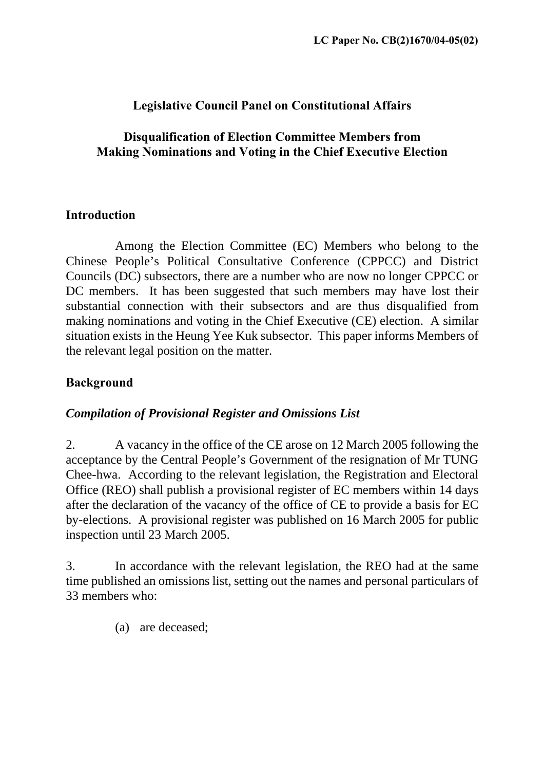**LC Paper No. CB(2)1670/04-05(02)**

# Legislative Council Panel on Constitutional Affairs

## Disqualification of Election Committee Members from Making Nominations and Voting in the Chief Executive Election

### Introduction

Among the Election Committee (EC) Members who belong to the Chinese People's Political Consultative Conference (CPPCC) and District Councils (DC) subsectors, there are a number who are now no longer CPPCC or DC members. It has been suggested that such members may have lost their substantial connection with their subsectors and are thus disqualified from making nominations and voting in the Chief Executive (CE) election. A similar situation exists in the Heung Yee Kuk subsector. This paper informs Members of the relevant legal position on the matter.

### Background

#### *Compilation of Provisional Register and Omissions List*

2. A vacancy in the office of the CE arose on 12 March 2005 following the acceptance by the Central People's Government of the resignation of Mr TUNG Chee-hwa. According to the relevant legislation, the Registration and Electoral Office (REO) shall publish a provisional register of EC members within 14 days after the declaration of the vacancy of the office of CE to provide a basis for EC by-elections. A provisional register was published on 16 March 2005 for public inspection until 23 March 2005.

3. In accordance with the relevant legislation, the REO had at the same time published an omissions list, setting out the names and personal particulars of 33 members who:

(a) are deceased;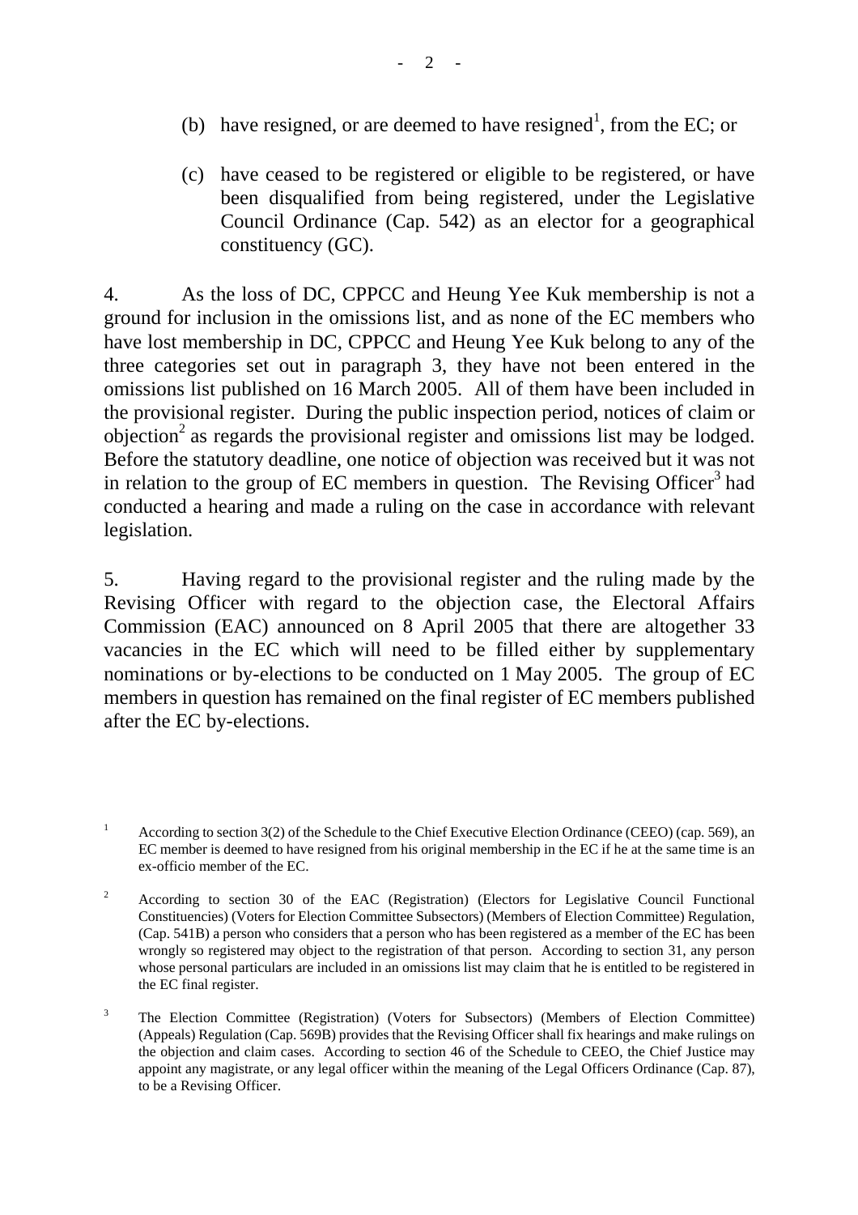(b) have resigned, or are deemed to have resigned[1], from the EC; or

(c) have ceased to be registered or eligible to be registered, or have been disqualified from being registered, under the Legislative Council Ordinance (Cap. 542) as an elector for a geographical constituency (GC).

4. As the loss of DC, CPPCC and Heung Yee Kuk membership is not a ground for inclusion in the omissions list, and as none of the EC members who have lost membership in DC, CPPCC and Heung Yee Kuk belong to any of the three categories set out in paragraph 3, they have not been entered in the omissions list published on 16 March 2005. All of them have been included in the provisional register. During the public inspection period, notices of claim or objection[2] as regards the provisional register and omissions list may be lodged. Before the statutory deadline, one notice of objection was received but it was not in relation to the group of EC members in question. The Revising Officer[3] had conducted a hearing and made a ruling on the case in accordance with relevant legislation.

5. Having regard to the provisional register and the ruling made by the Revising Officer with regard to the objection case, the Electoral Affairs Commission (EAC) announced on 8 April 2005 that there are altogether 33 vacancies in the EC which will need to be filled either by supplementary nominations or by-elections to be conducted on 1 May 2005. The group of EC members in question has remained on the final register of EC members published after the EC by-elections.

---

[1] According to section 3(2) of the Schedule to the Chief Executive Election Ordinance (CEEO) (cap. 569), an EC member is deemed to have resigned from his original membership in the EC if he at the same time is an ex-officio member of the EC.

[2] According to section 30 of the EAC (Registration) (Electors for Legislative Council Functional Constituencies) (Voters for Election Committee Subsectors) (Members of Election Committee) Regulation, (Cap. 541B) a person who considers that a person who has been registered as a member of the EC has been wrongly so registered may object to the registration of that person. According to section 31, any person whose personal particulars are included in an omissions list may claim that he is entitled to be registered in the EC final register.

[3] The Election Committee (Registration) (Voters for Subsectors) (Members of Election Committee) (Appeals) Regulation (Cap. 569B) provides that the Revising Officer shall fix hearings and make rulings on the objection and claim cases. According to section 46 of the Schedule to CEEO, the Chief Justice may appoint any magistrate, or any legal officer within the meaning of the Legal Officers Ordinance (Cap. 87), to be a Revising Officer.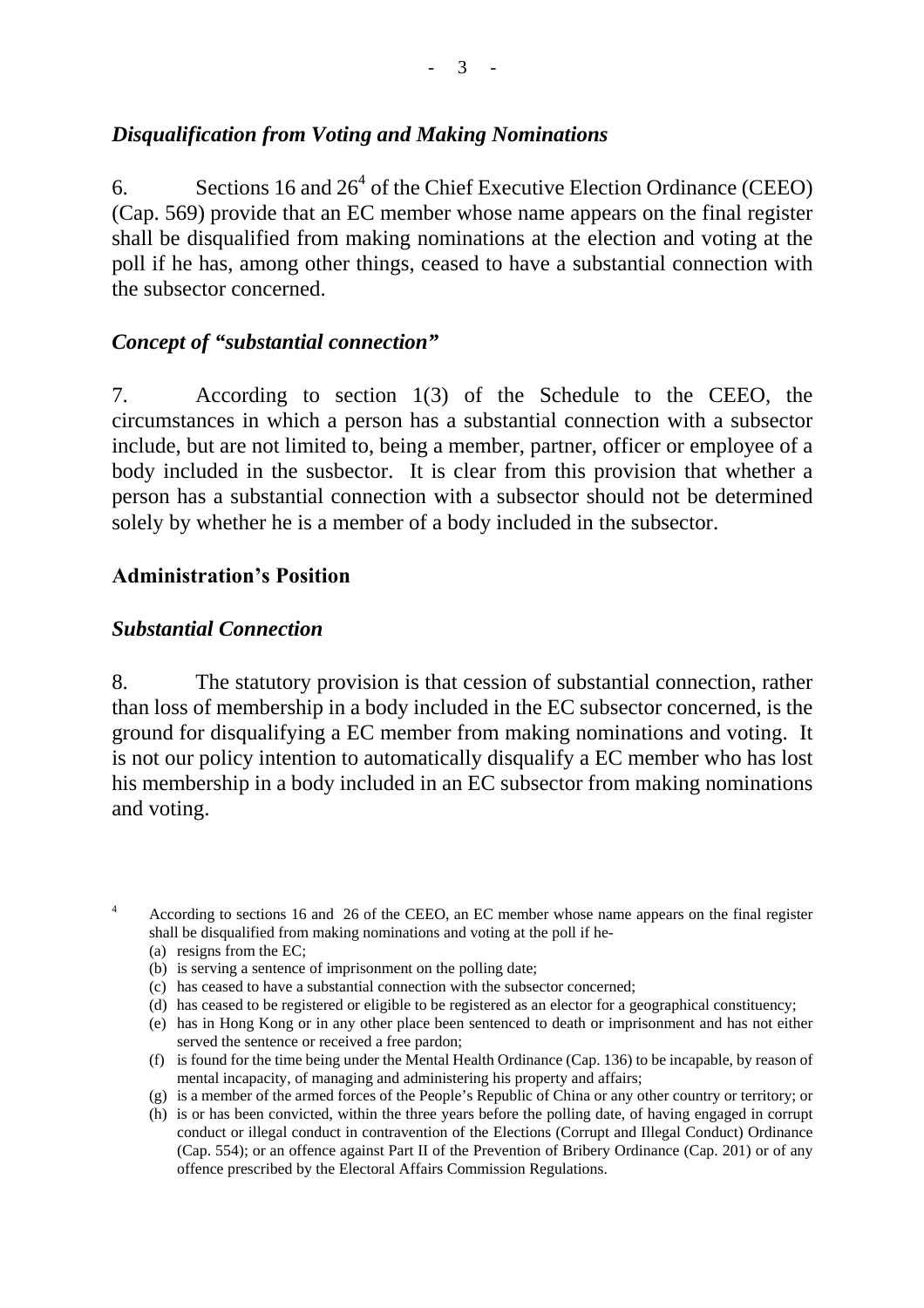### *Disqualification from Voting and Making Nominations*

6. Sections 16 and 26[4] of the Chief Executive Election Ordinance (CEEO) (Cap. 569) provide that an EC member whose name appears on the final register shall be disqualified from making nominations at the election and voting at the poll if he has, among other things, ceased to have a substantial connection with the subsector concerned.

### *Concept of "substantial connection"*

7. According to section 1(3) of the Schedule to the CEEO, the circumstances in which a person has a substantial connection with a subsector include, but are not limited to, being a member, partner, officer or employee of a body included in the susbector. It is clear from this provision that whether a person has a substantial connection with a subsector should not be determined solely by whether he is a member of a body included in the subsector.

## **Administration's Position**

### *Substantial Connection*

8. The statutory provision is that cession of substantial connection, rather than loss of membership in a body included in the EC subsector concerned, is the ground for disqualifying a EC member from making nominations and voting. It is not our policy intention to automatically disqualify a EC member who has lost his membership in a body included in an EC subsector from making nominations and voting.

---

[4] According to sections 16 and 26 of the CEEO, an EC member whose name appears on the final register shall be disqualified from making nominations and voting at the poll if he-

(a) resigns from the EC;
(b) is serving a sentence of imprisonment on the polling date;
(c) has ceased to have a substantial connection with the subsector concerned;
(d) has ceased to be registered or eligible to be registered as an elector for a geographical constituency;
(e) has in Hong Kong or in any other place been sentenced to death or imprisonment and has not either served the sentence or received a free pardon;
(f) is found for the time being under the Mental Health Ordinance (Cap. 136) to be incapable, by reason of mental incapacity, of managing and administering his property and affairs;
(g) is a member of the armed forces of the People's Republic of China or any other country or territory; or
(h) is or has been convicted, within the three years before the polling date, of having engaged in corrupt conduct or illegal conduct in contravention of the Elections (Corrupt and Illegal Conduct) Ordinance (Cap. 554); or an offence against Part II of the Prevention of Bribery Ordinance (Cap. 201) or of any offence prescribed by the Electoral Affairs Commission Regulations.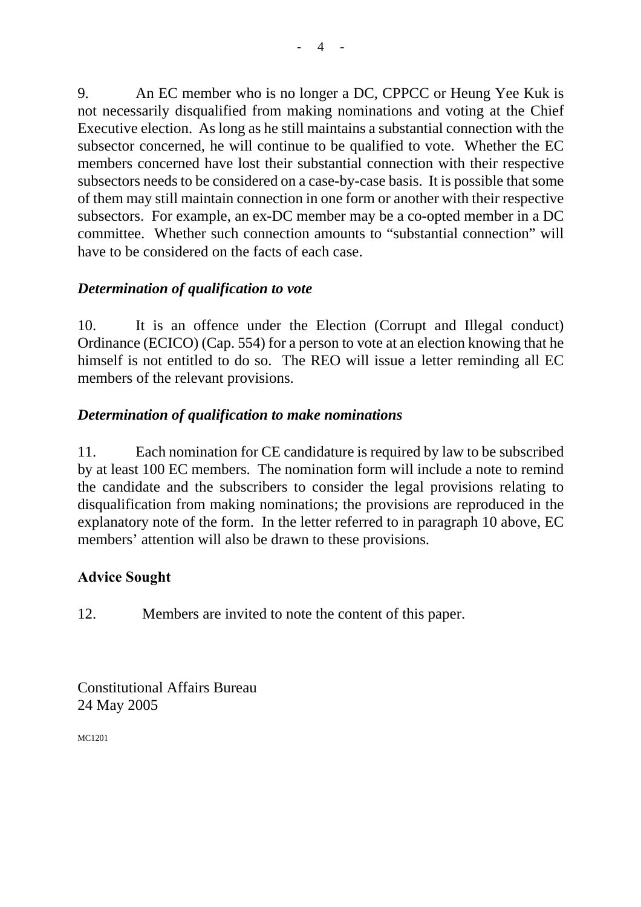9. An EC member who is no longer a DC, CPPCC or Heung Yee Kuk is not necessarily disqualified from making nominations and voting at the Chief Executive election. As long as he still maintains a substantial connection with the subsector concerned, he will continue to be qualified to vote. Whether the EC members concerned have lost their substantial connection with their respective subsectors needs to be considered on a case-by-case basis. It is possible that some of them may still maintain connection in one form or another with their respective subsectors. For example, an ex-DC member may be a co-opted member in a DC committee. Whether such connection amounts to "substantial connection" will have to be considered on the facts of each case.

***Determination of qualification to vote***

10. It is an offence under the Election (Corrupt and Illegal conduct) Ordinance (ECICO) (Cap. 554) for a person to vote at an election knowing that he himself is not entitled to do so. The REO will issue a letter reminding all EC members of the relevant provisions.

***Determination of qualification to make nominations***

11. Each nomination for CE candidature is required by law to be subscribed by at least 100 EC members. The nomination form will include a note to remind the candidate and the subscribers to consider the legal provisions relating to disqualification from making nominations; the provisions are reproduced in the explanatory note of the form. In the letter referred to in paragraph 10 above, EC members' attention will also be drawn to these provisions.

**Advice Sought**

12. Members are invited to note the content of this paper.

Constitutional Affairs Bureau
24 May 2005

MC1201